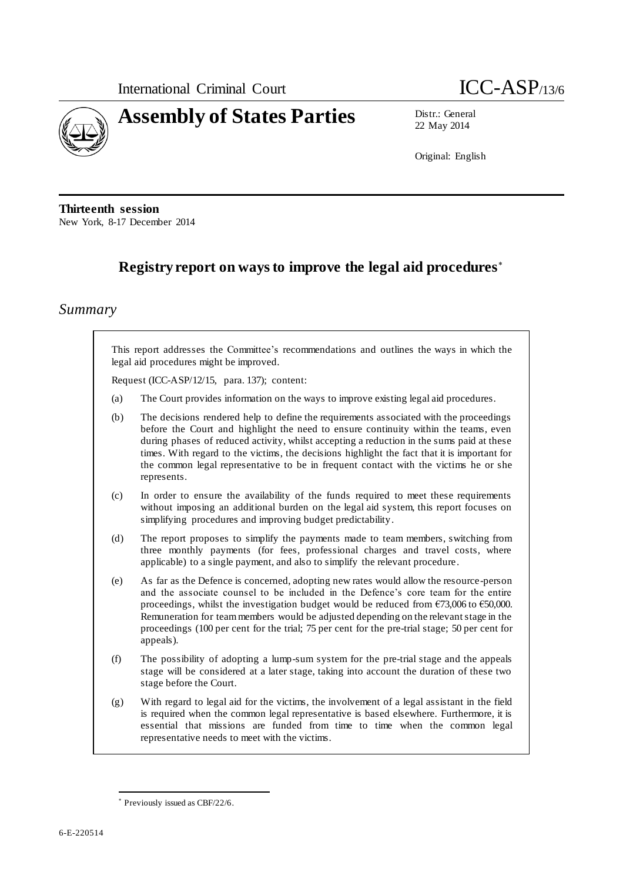International Criminal Court

ICC-ASP/13/6

# Assembly of States Parties

Distr.: General
22 May 2014

Original: English

**Thirteenth session**
New York, 8-17 December 2014

## Registry report on ways to improve the legal aid procedures*

## *Summary*

This report addresses the Committee's recommendations and outlines the ways in which the legal aid procedures might be improved.

Request (ICC-ASP/12/15, para. 137); content:

(a) The Court provides information on the ways to improve existing legal aid procedures.

(b) The decisions rendered help to define the requirements associated with the proceedings before the Court and highlight the need to ensure continuity within the teams, even during phases of reduced activity, whilst accepting a reduction in the sums paid at these times. With regard to the victims, the decisions highlight the fact that it is important for the common legal representative to be in frequent contact with the victims he or she represents.

(c) In order to ensure the availability of the funds required to meet these requirements without imposing an additional burden on the legal aid system, this report focuses on simplifying procedures and improving budget predictability.

(d) The report proposes to simplify the payments made to team members, switching from three monthly payments (for fees, professional charges and travel costs, where applicable) to a single payment, and also to simplify the relevant procedure.

(e) As far as the Defence is concerned, adopting new rates would allow the resource-person and the associate counsel to be included in the Defence's core team for the entire proceedings, whilst the investigation budget would be reduced from €73,006 to €50,000. Remuneration for team members would be adjusted depending on the relevant stage in the proceedings (100 per cent for the trial; 75 per cent for the pre-trial stage; 50 per cent for appeals).

(f) The possibility of adopting a lump-sum system for the pre-trial stage and the appeals stage will be considered at a later stage, taking into account the duration of these two stage before the Court.

(g) With regard to legal aid for the victims, the involvement of a legal assistant in the field is required when the common legal representative is based elsewhere. Furthermore, it is essential that missions are funded from time to time when the common legal representative needs to meet with the victims.

* Previously issued as CBF/22/6.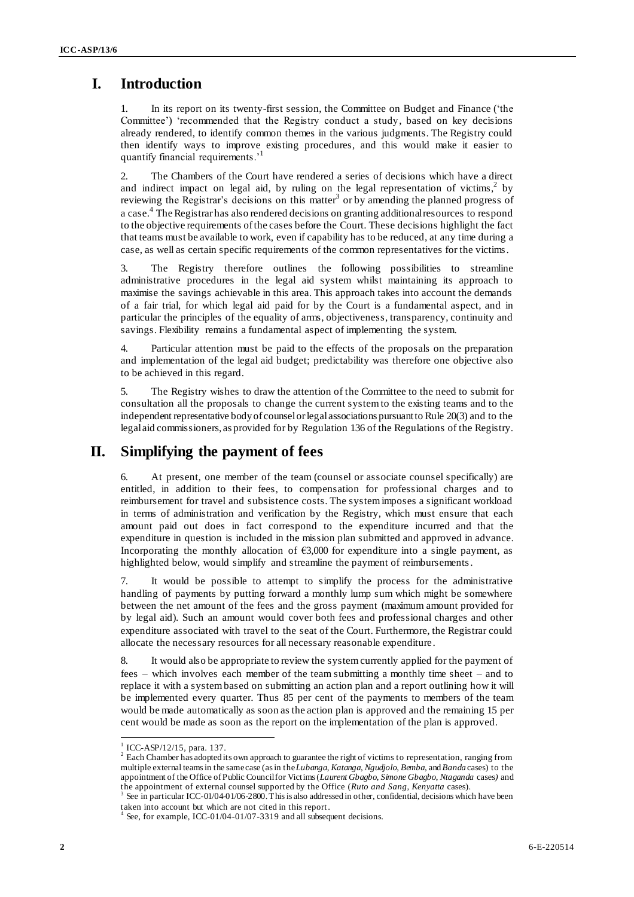# I. Introduction

1. In its report on its twenty-first session, the Committee on Budget and Finance ('the Committee') 'recommended that the Registry conduct a study, based on key decisions already rendered, to identify common themes in the various judgments. The Registry could then identify ways to improve existing procedures, and this would make it easier to quantify financial requirements.'[1]

2. The Chambers of the Court have rendered a series of decisions which have a direct and indirect impact on legal aid, by ruling on the legal representation of victims,[2] by reviewing the Registrar's decisions on this matter[3] or by amending the planned progress of a case.[4] The Registrar has also rendered decisions on granting additional resources to respond to the objective requirements of the cases before the Court. These decisions highlight the fact that teams must be available to work, even if capability has to be reduced, at any time during a case, as well as certain specific requirements of the common representatives for the victims.

3. The Registry therefore outlines the following possibilities to streamline administrative procedures in the legal aid system whilst maintaining its approach to maximise the savings achievable in this area. This approach takes into account the demands of a fair trial, for which legal aid paid for by the Court is a fundamental aspect, and in particular the principles of the equality of arms, objectiveness, transparency, continuity and savings. Flexibility remains a fundamental aspect of implementing the system.

4. Particular attention must be paid to the effects of the proposals on the preparation and implementation of the legal aid budget; predictability was therefore one objective also to be achieved in this regard.

5. The Registry wishes to draw the attention of the Committee to the need to submit for consultation all the proposals to change the current system to the existing teams and to the independent representative body of counsel or legal associations pursuant to Rule 20(3) and to the legal aid commissioners, as provided for by Regulation 136 of the Regulations of the Registry.

# II. Simplifying the payment of fees

6. At present, one member of the team (counsel or associate counsel specifically) are entitled, in addition to their fees, to compensation for professional charges and to reimbursement for travel and subsistence costs. The system imposes a significant workload in terms of administration and verification by the Registry, which must ensure that each amount paid out does in fact correspond to the expenditure incurred and that the expenditure in question is included in the mission plan submitted and approved in advance. Incorporating the monthly allocation of €3,000 for expenditure into a single payment, as highlighted below, would simplify and streamline the payment of reimbursements.

7. It would be possible to attempt to simplify the process for the administrative handling of payments by putting forward a monthly lump sum which might be somewhere between the net amount of the fees and the gross payment (maximum amount provided for by legal aid). Such an amount would cover both fees and professional charges and other expenditure associated with travel to the seat of the Court. Furthermore, the Registrar could allocate the necessary resources for all necessary reasonable expenditure.

8. It would also be appropriate to review the system currently applied for the payment of fees – which involves each member of the team submitting a monthly time sheet – and to replace it with a system based on submitting an action plan and a report outlining how it will be implemented every quarter. Thus 85 per cent of the payments to members of the team would be made automatically as soon as the action plan is approved and the remaining 15 per cent would be made as soon as the report on the implementation of the plan is approved.

---

[1] ICC-ASP/12/15, para. 137.

[2] Each Chamber has adopted its own approach to guarantee the right of victims to representation, ranging from multiple external teams in the same case (as in the *Lubanga, Katanga, Ngudjolo, Bemba*, and *Banda* cases) to the appointment of the Office of Public Council for Victims (*Laurent Gbagbo, Simone Gbagbo, Ntaganda* cases) and the appointment of external counsel supported by the Office (*Ruto and Sang, Kenyatta* cases).

[3] See in particular ICC-01/04-01/06-2800. This is also addressed in other, confidential, decisions which have been taken into account but which are not cited in this report.

[4] See, for example, ICC-01/04-01/07-3319 and all subsequent decisions.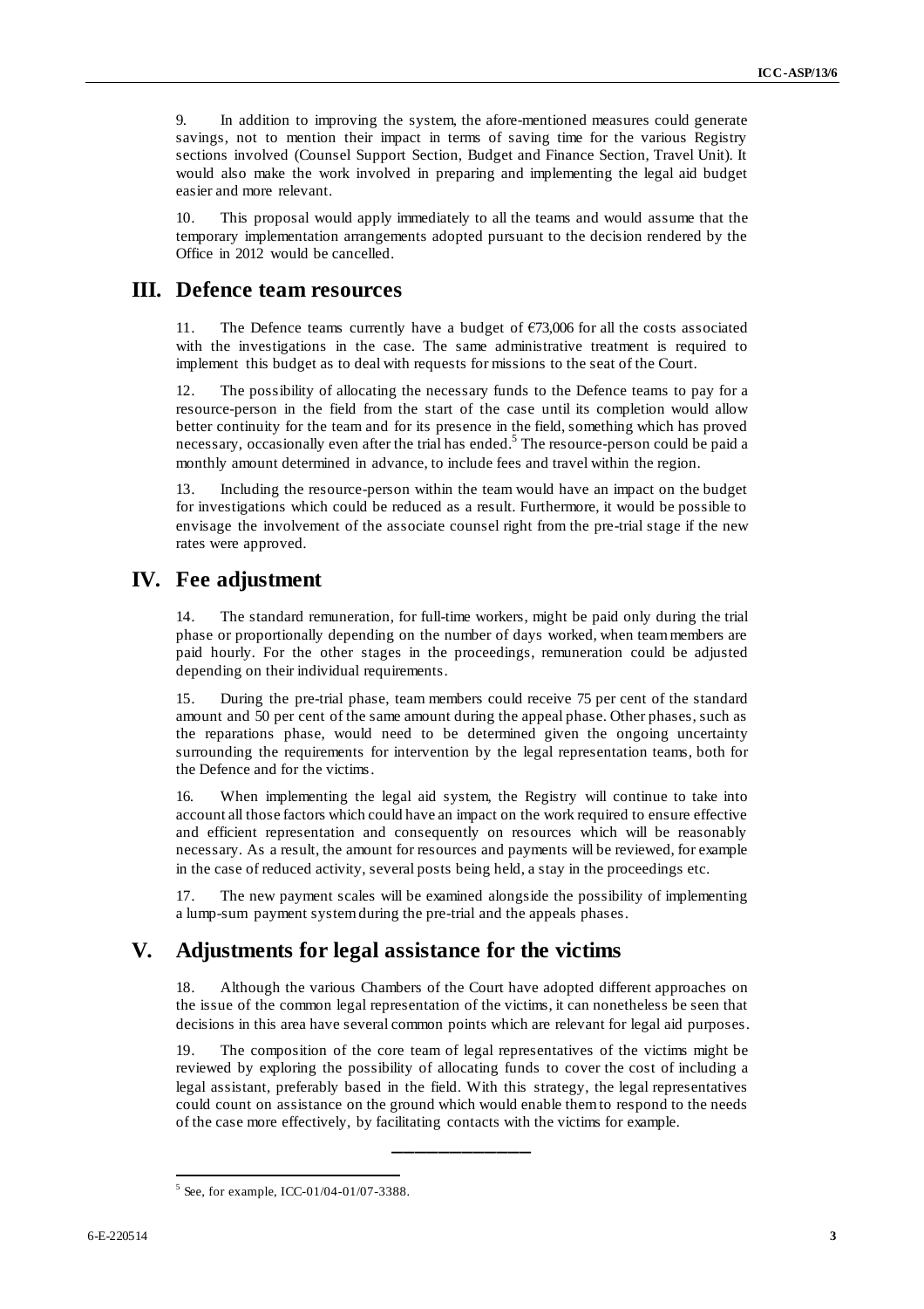9. In addition to improving the system, the afore-mentioned measures could generate savings, not to mention their impact in terms of saving time for the various Registry sections involved (Counsel Support Section, Budget and Finance Section, Travel Unit). It would also make the work involved in preparing and implementing the legal aid budget easier and more relevant.

10. This proposal would apply immediately to all the teams and would assume that the temporary implementation arrangements adopted pursuant to the decision rendered by the Office in 2012 would be cancelled.

## III. Defence team resources

11. The Defence teams currently have a budget of €73,006 for all the costs associated with the investigations in the case. The same administrative treatment is required to implement this budget as to deal with requests for missions to the seat of the Court.

12. The possibility of allocating the necessary funds to the Defence teams to pay for a resource-person in the field from the start of the case until its completion would allow better continuity for the team and for its presence in the field, something which has proved necessary, occasionally even after the trial has ended.[5] The resource-person could be paid a monthly amount determined in advance, to include fees and travel within the region.

13. Including the resource-person within the team would have an impact on the budget for investigations which could be reduced as a result. Furthermore, it would be possible to envisage the involvement of the associate counsel right from the pre-trial stage if the new rates were approved.

## IV. Fee adjustment

14. The standard remuneration, for full-time workers, might be paid only during the trial phase or proportionally depending on the number of days worked, when team members are paid hourly. For the other stages in the proceedings, remuneration could be adjusted depending on their individual requirements.

15. During the pre-trial phase, team members could receive 75 per cent of the standard amount and 50 per cent of the same amount during the appeal phase. Other phases, such as the reparations phase, would need to be determined given the ongoing uncertainty surrounding the requirements for intervention by the legal representation teams, both for the Defence and for the victims.

16. When implementing the legal aid system, the Registry will continue to take into account all those factors which could have an impact on the work required to ensure effective and efficient representation and consequently on resources which will be reasonably necessary. As a result, the amount for resources and payments will be reviewed, for example in the case of reduced activity, several posts being held, a stay in the proceedings etc.

17. The new payment scales will be examined alongside the possibility of implementing a lump-sum payment system during the pre-trial and the appeals phases.

## V. Adjustments for legal assistance for the victims

18. Although the various Chambers of the Court have adopted different approaches on the issue of the common legal representation of the victims, it can nonetheless be seen that decisions in this area have several common points which are relevant for legal aid purposes.

19. The composition of the core team of legal representatives of the victims might be reviewed by exploring the possibility of allocating funds to cover the cost of including a legal assistant, preferably based in the field. With this strategy, the legal representatives could count on assistance on the ground which would enable them to respond to the needs of the case more effectively, by facilitating contacts with the victims for example.

---

[5] See, for example, ICC-01/04-01/07-3388.